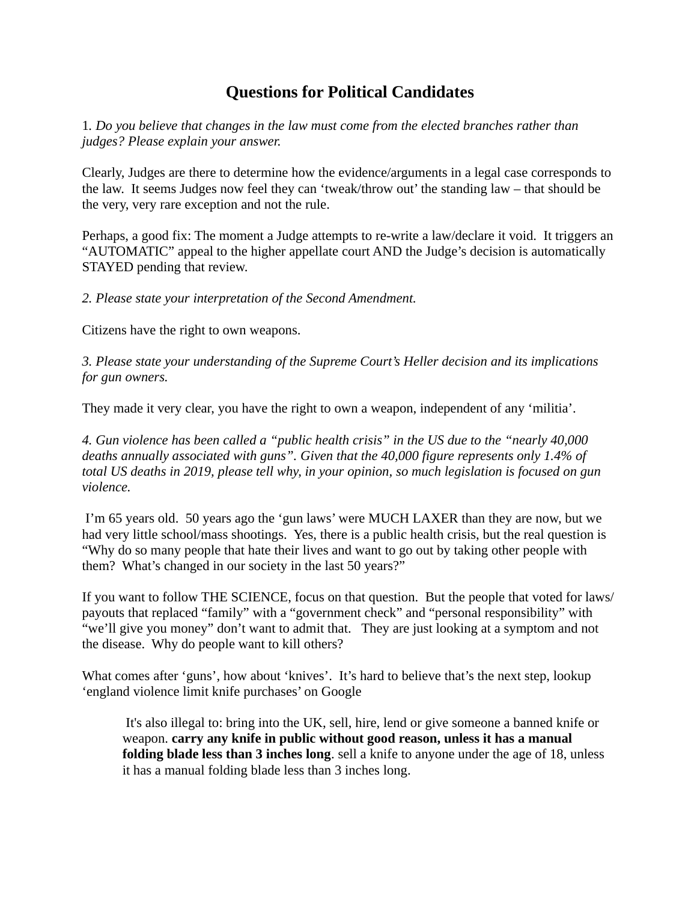# Questions for Political Candidates

1. *Do you believe that changes in the law must come from the elected branches rather than judges? Please explain your answer.*

Clearly, Judges are there to determine how the evidence/arguments in a legal case corresponds to the law. It seems Judges now feel they can 'tweak/throw out' the standing law – that should be the very, very rare exception and not the rule.

Perhaps, a good fix: The moment a Judge attempts to re-write a law/declare it void. It triggers an "AUTOMATIC" appeal to the higher appellate court AND the Judge's decision is automatically STAYED pending that review.

*2. Please state your interpretation of the Second Amendment.*

Citizens have the right to own weapons.

*3. Please state your understanding of the Supreme Court's Heller decision and its implications for gun owners.*

They made it very clear, you have the right to own a weapon, independent of any 'militia'.

*4. Gun violence has been called a "public health crisis" in the US due to the "nearly 40,000 deaths annually associated with guns". Given that the 40,000 figure represents only 1.4% of total US deaths in 2019, please tell why, in your opinion, so much legislation is focused on gun violence.*

I'm 65 years old. 50 years ago the 'gun laws' were MUCH LAXER than they are now, but we had very little school/mass shootings. Yes, there is a public health crisis, but the real question is "Why do so many people that hate their lives and want to go out by taking other people with them? What's changed in our society in the last 50 years?"

If you want to follow THE SCIENCE, focus on that question. But the people that voted for laws/ payouts that replaced "family" with a "government check" and "personal responsibility" with "we'll give you money" don't want to admit that. They are just looking at a symptom and not the disease. Why do people want to kill others?

What comes after 'guns', how about 'knives'. It's hard to believe that's the next step, lookup 'england violence limit knife purchases' on Google

> It's also illegal to: bring into the UK, sell, hire, lend or give someone a banned knife or weapon. **carry any knife in public without good reason, unless it has a manual folding blade less than 3 inches long**. sell a knife to anyone under the age of 18, unless it has a manual folding blade less than 3 inches long.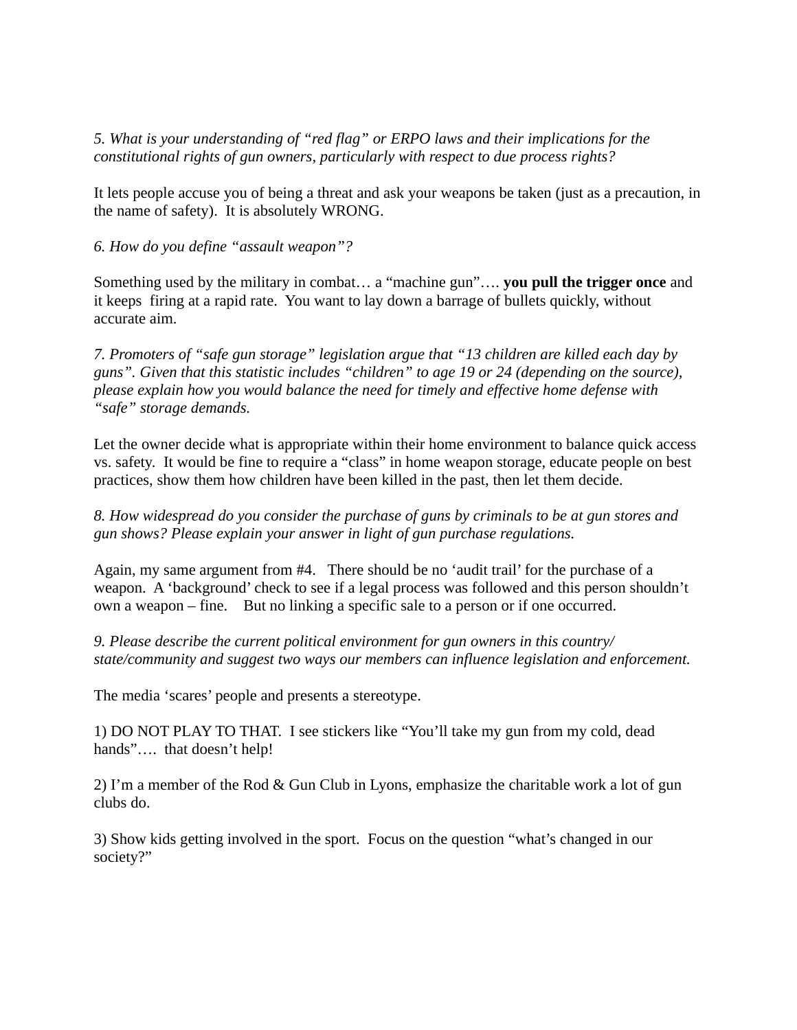*5. What is your understanding of "red flag" or ERPO laws and their implications for the constitutional rights of gun owners, particularly with respect to due process rights?*

It lets people accuse you of being a threat and ask your weapons be taken (just as a precaution, in the name of safety). It is absolutely WRONG.

*6. How do you define "assault weapon"?*

Something used by the military in combat… a "machine gun"…. **you pull the trigger once** and it keeps firing at a rapid rate. You want to lay down a barrage of bullets quickly, without accurate aim.

*7. Promoters of "safe gun storage" legislation argue that "13 children are killed each day by guns". Given that this statistic includes "children" to age 19 or 24 (depending on the source), please explain how you would balance the need for timely and effective home defense with "safe" storage demands.*

Let the owner decide what is appropriate within their home environment to balance quick access vs. safety. It would be fine to require a "class" in home weapon storage, educate people on best practices, show them how children have been killed in the past, then let them decide.

*8. How widespread do you consider the purchase of guns by criminals to be at gun stores and gun shows? Please explain your answer in light of gun purchase regulations.*

Again, my same argument from #4. There should be no 'audit trail' for the purchase of a weapon. A 'background' check to see if a legal process was followed and this person shouldn't own a weapon – fine. But no linking a specific sale to a person or if one occurred.

*9. Please describe the current political environment for gun owners in this country/ state/community and suggest two ways our members can influence legislation and enforcement.*

The media 'scares' people and presents a stereotype.

1) DO NOT PLAY TO THAT. I see stickers like "You'll take my gun from my cold, dead hands"…. that doesn't help!

2) I'm a member of the Rod & Gun Club in Lyons, emphasize the charitable work a lot of gun clubs do.

3) Show kids getting involved in the sport. Focus on the question "what's changed in our society?"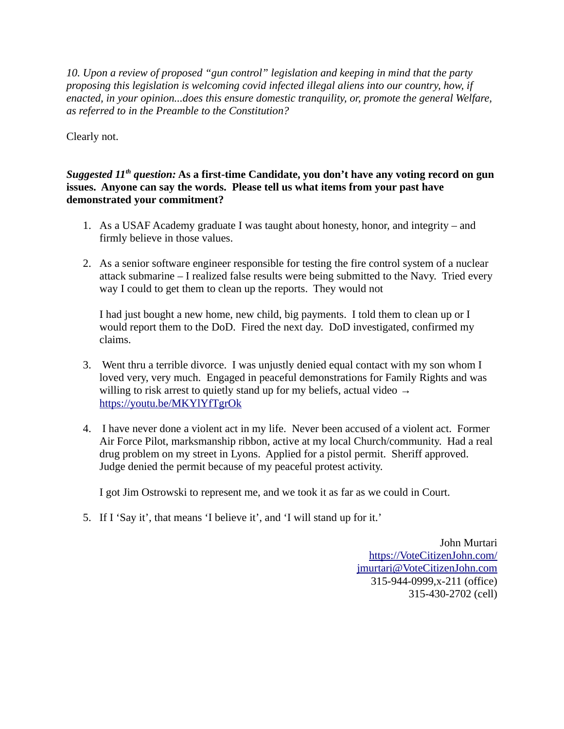*10. Upon a review of proposed "gun control" legislation and keeping in mind that the party proposing this legislation is welcoming covid infected illegal aliens into our country, how, if enacted, in your opinion...does this ensure domestic tranquility, or, promote the general Welfare, as referred to in the Preamble to the Constitution?*

Clearly not.

***Suggested 11th question:*** **As a first-time Candidate, you don't have any voting record on gun issues. Anyone can say the words. Please tell us what items from your past have demonstrated your commitment?**

1. As a USAF Academy graduate I was taught about honesty, honor, and integrity – and firmly believe in those values.

2. As a senior software engineer responsible for testing the fire control system of a nuclear attack submarine – I realized false results were being submitted to the Navy. Tried every way I could to get them to clean up the reports. They would not

   I had just bought a new home, new child, big payments. I told them to clean up or I would report them to the DoD. Fired the next day. DoD investigated, confirmed my claims.

3. Went thru a terrible divorce. I was unjustly denied equal contact with my son whom I loved very, very much. Engaged in peaceful demonstrations for Family Rights and was willing to risk arrest to quietly stand up for my beliefs, actual video → https://youtu.be/MKYlYfTgrOk

4. I have never done a violent act in my life. Never been accused of a violent act. Former Air Force Pilot, marksmanship ribbon, active at my local Church/community. Had a real drug problem on my street in Lyons. Applied for a pistol permit. Sheriff approved. Judge denied the permit because of my peaceful protest activity.

   I got Jim Ostrowski to represent me, and we took it as far as we could in Court.

5. If I 'Say it', that means 'I believe it', and 'I will stand up for it.'

John Murtari
https://VoteCitizenJohn.com/
jmurtari@VoteCitizenJohn.com
315-944-0999,x-211 (office)
315-430-2702 (cell)